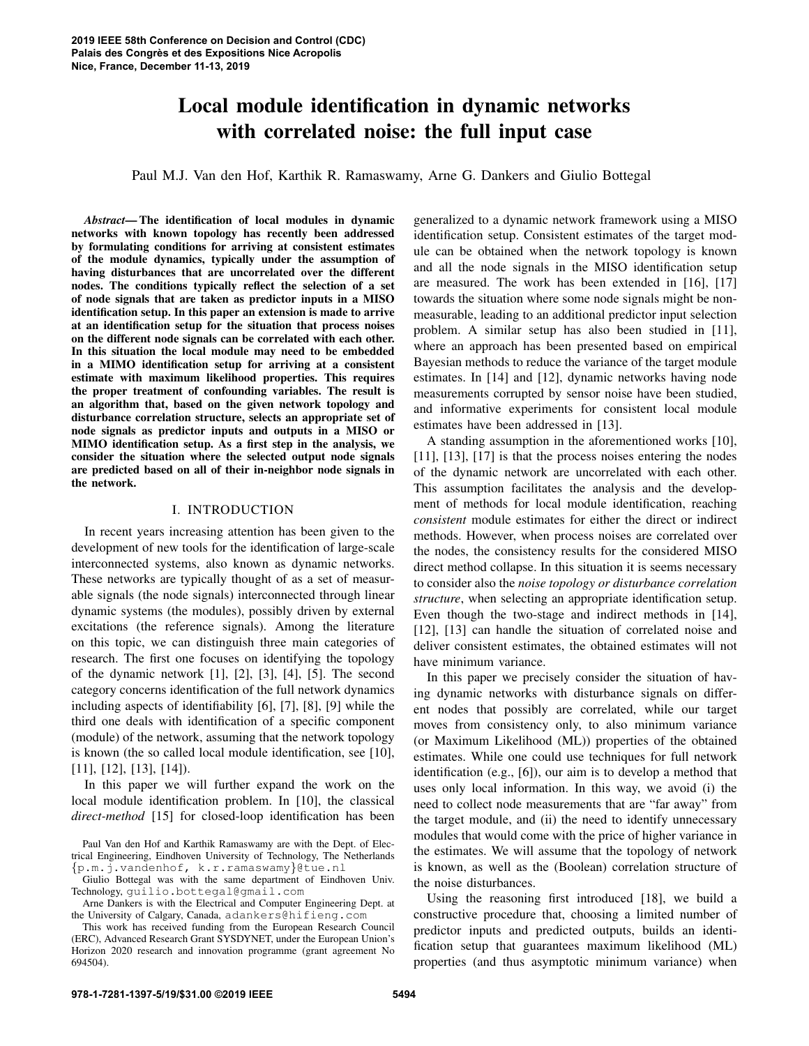# Local module identification in dynamic networks with correlated noise: the full input case

Paul M.J. Van den Hof, Karthik R. Ramaswamy, Arne G. Dankers and Giulio Bottegal

***Abstract*— The identification of local modules in dynamic networks with known topology has recently been addressed by formulating conditions for arriving at consistent estimates of the module dynamics, typically under the assumption of having disturbances that are uncorrelated over the different nodes. The conditions typically reflect the selection of a set of node signals that are taken as predictor inputs in a MISO identification setup. In this paper an extension is made to arrive at an identification setup for the situation that process noises on the different node signals can be correlated with each other. In this situation the local module may need to be embedded in a MIMO identification setup for arriving at a consistent estimate with maximum likelihood properties. This requires the proper treatment of confounding variables. The result is an algorithm that, based on the given network topology and disturbance correlation structure, selects an appropriate set of node signals as predictor inputs and outputs in a MISO or MIMO identification setup. As a first step in the analysis, we consider the situation where the selected output node signals are predicted based on all of their in-neighbor node signals in the network.**

## I. INTRODUCTION

In recent years increasing attention has been given to the development of new tools for the identification of large-scale interconnected systems, also known as dynamic networks. These networks are typically thought of as a set of measurable signals (the node signals) interconnected through linear dynamic systems (the modules), possibly driven by external excitations (the reference signals). Among the literature on this topic, we can distinguish three main categories of research. The first one focuses on identifying the topology of the dynamic network [1], [2], [3], [4], [5]. The second category concerns identification of the full network dynamics including aspects of identifiability [6], [7], [8], [9] while the third one deals with identification of a specific component (module) of the network, assuming that the network topology is known (the so called local module identification, see [10], [11], [12], [13], [14]).

In this paper we will further expand the work on the local module identification problem. In [10], the classical *direct-method* [15] for closed-loop identification has been generalized to a dynamic network framework using a MISO identification setup. Consistent estimates of the target module can be obtained when the network topology is known and all the node signals in the MISO identification setup are measured. The work has been extended in [16], [17] towards the situation where some node signals might be non-measurable, leading to an additional predictor input selection problem. A similar setup has also been studied in [11], where an approach has been presented based on empirical Bayesian methods to reduce the variance of the target module estimates. In [14] and [12], dynamic networks having node measurements corrupted by sensor noise have been studied, and informative experiments for consistent local module estimates have been addressed in [13].

A standing assumption in the aforementioned works [10], [11], [13], [17] is that the process noises entering the nodes of the dynamic network are uncorrelated with each other. This assumption facilitates the analysis and the development of methods for local module identification, reaching *consistent* module estimates for either the direct or indirect methods. However, when process noises are correlated over the nodes, the consistency results for the considered MISO direct method collapse. In this situation it is seems necessary to consider also the *noise topology or disturbance correlation structure*, when selecting an appropriate identification setup. Even though the two-stage and indirect methods in [14], [12], [13] can handle the situation of correlated noise and deliver consistent estimates, the obtained estimates will not have minimum variance.

In this paper we precisely consider the situation of having dynamic networks with disturbance signals on different nodes that possibly are correlated, while our target moves from consistency only, to also minimum variance (or Maximum Likelihood (ML)) properties of the obtained estimates. While one could use techniques for full network identification (e.g., [6]), our aim is to develop a method that uses only local information. In this way, we avoid (i) the need to collect node measurements that are "far away" from the target module, and (ii) the need to identify unnecessary modules that would come with the price of higher variance in the estimates. We will assume that the topology of network is known, as well as the (Boolean) correlation structure of the noise disturbances.

Using the reasoning first introduced [18], we build a constructive procedure that, choosing a limited number of predictor inputs and predicted outputs, builds an identification setup that guarantees maximum likelihood (ML) properties (and thus asymptotic minimum variance) when

Paul Van den Hof and Karthik Ramaswamy are with the Dept. of Electrical Engineering, Eindhoven University of Technology, The Netherlands {p.m.j.vandenhof, k.r.ramaswamy}@tue.nl

Giulio Bottegal was with the same department of Eindhoven Univ. Technology, guilio.bottegal@gmail.com

Arne Dankers is with the Electrical and Computer Engineering Dept. at the University of Calgary, Canada, adankers@hifieng.com

This work has received funding from the European Research Council (ERC), Advanced Research Grant SYSDYNET, under the European Union's Horizon 2020 research and innovation programme (grant agreement No 694504).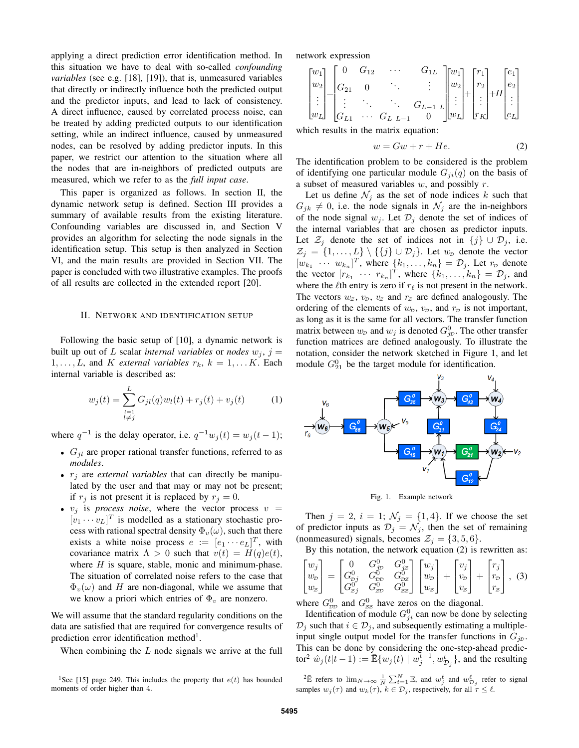applying a direct prediction error identification method. In this situation we have to deal with so-called *confounding variables* (see e.g. [18], [19]), that is, unmeasured variables that directly or indirectly influence both the predicted output and the predictor inputs, and lead to lack of consistency. A direct influence, caused by correlated process noise, can be treated by adding predicted outputs to our identification setting, while an indirect influence, caused by unmeasured nodes, can be resolved by adding predictor inputs. In this paper, we restrict our attention to the situation where all the nodes that are in-neighbors of predicted outputs are measured, which we refer to as the *full input case*.

This paper is organized as follows. In section II, the dynamic network setup is defined. Section III provides a summary of available results from the existing literature. Confounding variables are discussed in, and Section V provides an algorithm for selecting the node signals in the identification setup. This setup is then analyzed in Section VI, and the main results are provided in Section VII. The paper is concluded with two illustrative examples. The proofs of all results are collected in the extended report [20].

## II. Network and Identification Setup

Following the basic setup of [10], a dynamic network is built up out of $L$ scalar *internal variables* or *nodes* $w_j$, $j = 1, \dots, L$, and $K$ *external variables* $r_k$, $k = 1, \dots K$. Each internal variable is described as:

$$w_j(t) = \sum_{\substack{l=1 \\ l \neq j}}^{L} G_{jl}(q) w_l(t) + r_j(t) + v_j(t) \tag{1}$$

where $q^{-1}$ is the delay operator, i.e. $q^{-1} w_j(t) = w_j(t-1)$;

- $G_{jl}$ are proper rational transfer functions, referred to as *modules*.
- $r_j$ are *external variables* that can directly be manipulated by the user and that may or may not be present; if $r_j$ is not present it is replaced by $r_j = 0$.
- $v_j$ is *process noise*, where the vector process $v = [v_1 \cdots v_L]^T$ is modelled as a stationary stochastic process with rational spectral density $\Phi_v(\omega)$, such that there exists a white noise process $e := [e_1 \cdots e_L]^T$, with covariance matrix $\Lambda > 0$ such that $v(t) = H(q)e(t)$, where $H$ is square, stable, monic and minimum-phase. The situation of correlated noise refers to the case that $\Phi_v(\omega)$ and $H$ are non-diagonal, while we assume that we know a priori which entries of $\Phi_v$ are nonzero.

We will assume that the standard regularity conditions on the data are satisfied that are required for convergence results of prediction error identification method[1].

When combining the $L$ node signals we arrive at the full network expression

$$\begin{bmatrix} w_1 \\ w_2 \\ \vdots \\ w_L \end{bmatrix} = \begin{bmatrix} 0 & G_{12} & \cdots & G_{1L} \\ G_{21} & 0 & \ddots & \vdots \\ \vdots & \ddots & \ddots & G_{L-1\ L} \\ G_{L1} & \cdots & G_{L\ L-1} & 0 \end{bmatrix} \begin{bmatrix} w_1 \\ w_2 \\ \vdots \\ w_L \end{bmatrix} + \begin{bmatrix} r_1 \\ r_2 \\ \vdots \\ r_K \end{bmatrix} + H \begin{bmatrix} e_1 \\ e_2 \\ \vdots \\ e_L \end{bmatrix}$$

which results in the matrix equation:

$$w = Gw + r + He. \tag{2}$$

The identification problem to be considered is the problem of identifying one particular module $G_{ji}(q)$ on the basis of a subset of measured variables $w$, and possibly $r$.

Let us define $\mathcal{N}_j$ as the set of node indices $k$ such that $G_{jk} \neq 0$, i.e. the node signals in $\mathcal{N}_j$ are the in-neighbors of the node signal $w_j$. Let $\mathcal{D}_j$ denote the set of indices of the internal variables that are chosen as predictor inputs. Let $\mathcal{Z}_j$ denote the set of indices not in $\{j\} \cup \mathcal{D}_j$, i.e. $\mathcal{Z}_j = \{1, \dots, L\} \setminus \{\{j\} \cup \mathcal{D}_j\}$. Let $w_{\mathcal{D}}$ denote the vector $[w_{k_1} \ \cdots \ w_{k_n}]^T$, where $\{k_1, \dots, k_n\} = \mathcal{D}_j$. Let $r_{\mathcal{D}}$ denote the vector $[r_{k_1} \ \cdots \ r_{k_n}]^T$, where $\{k_1, \dots, k_n\} = \mathcal{D}_j$, and where the $\ell$th entry is zero if $r_\ell$ is not present in the network. The vectors $w_{\mathcal{Z}}$, $v_{\mathcal{D}}$, $v_{\mathcal{Z}}$ and $r_{\mathcal{Z}}$ are defined analogously. The ordering of the elements of $w_{\mathcal{D}}$, $v_{\mathcal{D}}$, and $r_{\mathcal{D}}$ is not important, as long as it is the same for all vectors. The transfer function matrix between $w_{\mathcal{D}}$ and $w_j$ is denoted $G^0_{j\mathcal{D}}$. The other transfer function matrices are defined analogously. To illustrate the notation, consider the network sketched in Figure 1, and let module $G^0_{21}$ be the target module for identification.

Fig. 1. Example network

Then $j = 2$, $i = 1$; $\mathcal{N}_j = \{1, 4\}$. If we choose the set of predictor inputs as $\mathcal{D}_j = \mathcal{N}_j$, then the set of remaining (nonmeasured) signals, becomes $\mathcal{Z}_j = \{3, 5, 6\}$.

By this notation, the network equation (2) is rewritten as:

$$\begin{bmatrix} w_j \\ w_{\mathcal{D}} \\ w_{\mathcal{Z}} \end{bmatrix} = \begin{bmatrix} 0 & G^0_{j\mathcal{D}} & G^0_{j\mathcal{Z}} \\ G^0_{\mathcal{D}j} & G^0_{\mathcal{D}\mathcal{D}} & G^0_{\mathcal{D}\mathcal{Z}} \\ G^0_{\mathcal{Z}j} & G^0_{\mathcal{Z}\mathcal{D}} & G^0_{\mathcal{Z}\mathcal{Z}} \end{bmatrix} \begin{bmatrix} w_j \\ w_{\mathcal{D}} \\ w_{\mathcal{Z}} \end{bmatrix} + \begin{bmatrix} v_j \\ v_{\mathcal{D}} \\ v_{\mathcal{Z}} \end{bmatrix} + \begin{bmatrix} r_j \\ r_{\mathcal{D}} \\ r_{\mathcal{Z}} \end{bmatrix}, \tag{3}$$

where $G^0_{\mathcal{D}\mathcal{D}}$ and $G^0_{\mathcal{Z}\mathcal{Z}}$ have zeros on the diagonal.

Identification of module $G^0_{ji}$ can now be done by selecting $\mathcal{D}_j$ such that $i \in \mathcal{D}_j$, and subsequently estimating a multiple-input single output model for the transfer functions in $G_{j\mathcal{D}}$. This can be done by considering the one-step-ahead predictor[2] $\hat{w}_j(t|t-1) := \bar{\mathbb{E}}\{w_j(t) \mid w_j^{t-1}, w_{\mathcal{D}_j}^t\}$, and the resulting

[1] See [15] page 249. This includes the property that $e(t)$ has bounded moments of order higher than 4.

[2] $\bar{\mathbb{E}}$ refers to $\lim_{N\to\infty} \frac{1}{N} \sum_{t=1}^{N} \mathbb{E}$, and $w_j^\ell$ and $w_{\mathcal{D}_j}^\ell$ refer to signal samples $w_j(\tau)$ and $w_k(\tau)$, $k \in \mathcal{D}_j$, respectively, for all $\tau \leq \ell$.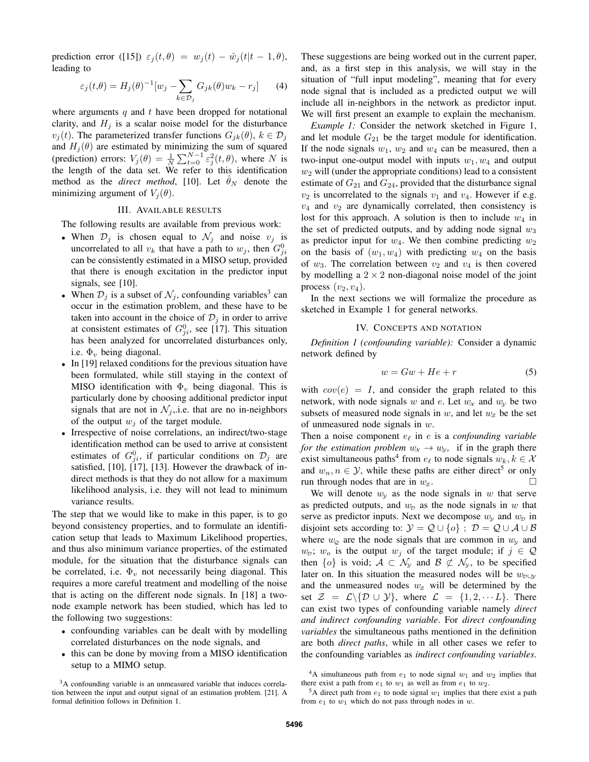prediction error ([15]) $\varepsilon_j(t,\theta) = w_j(t) - \hat{w}_j(t|t-1,\theta)$, leading to

$$\varepsilon_j(t,\theta) = H_j(\theta)^{-1}[w_j - \sum_{k\in\mathcal{D}_j} G_{jk}(\theta)w_k - r_j] \quad (4)$$

where arguments $q$ and $t$ have been dropped for notational clarity, and $H_j$ is a scalar noise model for the disturbance $v_j(t)$. The parameterized transfer functions $G_{jk}(\theta)$, $k \in \mathcal{D}_j$ and $H_j(\theta)$ are estimated by minimizing the sum of squared (prediction) errors: $V_j(\theta) = \frac{1}{N}\sum_{t=0}^{N-1}\varepsilon_j^2(t,\theta)$, where $N$ is the length of the data set. We refer to this identification method as the *direct method*, [10]. Let $\hat{\theta}_N$ denote the minimizing argument of $V_j(\theta)$.

## III. Available results

The following results are available from previous work:

- When $\mathcal{D}_j$ is chosen equal to $\mathcal{N}_j$ and noise $v_j$ is uncorrelated to all $v_k$ that have a path to $w_j$, then $G_{ji}^0$ can be consistently estimated in a MISO setup, provided that there is enough excitation in the predictor input signals, see [10].
- When $\mathcal{D}_j$ is a subset of $\mathcal{N}_j$, confounding variables[3] can occur in the estimation problem, and these have to be taken into account in the choice of $\mathcal{D}_j$ in order to arrive at consistent estimates of $G_{ji}^0$, see [17]. This situation has been analyzed for uncorrelated disturbances only, i.e. $\Phi_v$ being diagonal.
- In [19] relaxed conditions for the previous situation have been formulated, while still staying in the context of MISO identification with $\Phi_v$ being diagonal. This is particularly done by choosing additional predictor input signals that are not in $\mathcal{N}_j$,.i.e. that are no in-neighbors of the output $w_j$ of the target module.
- Irrespective of noise correlations, an indirect/two-stage identification method can be used to arrive at consistent estimates of $G_{ji}^0$, if particular conditions on $\mathcal{D}_j$ are satisfied, [10], [17], [13]. However the drawback of indirect methods is that they do not allow for a maximum likelihood analysis, i.e. they will not lead to minimum variance results.

The step that we would like to make in this paper, is to go beyond consistency properties, and to formulate an identification setup that leads to Maximum Likelihood properties, and thus also minimum variance properties, of the estimated module, for the situation that the disturbance signals can be correlated, i.e. $\Phi_v$ not necessarily being diagonal. This requires a more careful treatment and modelling of the noise that is acting on the different node signals. In [18] a two-node example network has been studied, which has led to the following two suggestions:

- confounding variables can be dealt with by modelling correlated disturbances on the node signals, and
- this can be done by moving from a MISO identification setup to a MIMO setup.

[3] A confounding variable is an unmeasured variable that induces correlation between the input and output signal of an estimation problem. [21]. A formal definition follows in Definition 1.

These suggestions are being worked out in the current paper, and, as a first step in this analysis, we will stay in the situation of "full input modeling", meaning that for every node signal that is included as a predicted output we will include all in-neighbors in the network as predictor input. We will first present an example to explain the mechanism.

*Example 1:* Consider the network sketched in Figure 1, and let module $G_{21}$ be the target module for identification. If the node signals $w_1$, $w_2$ and $w_4$ can be measured, then a two-input one-output model with inputs $w_1, w_4$ and output $w_2$ will (under the appropriate conditions) lead to a consistent estimate of $G_{21}$ and $G_{24}$, provided that the disturbance signal $v_2$ is uncorrelated to the signals $v_1$ and $v_4$. However if e.g. $v_4$ and $v_2$ are dynamically correlated, then consistency is lost for this approach. A solution is then to include $w_4$ in the set of predicted outputs, and by adding node signal $w_3$ as predictor input for $w_4$. We then combine predicting $w_2$ on the basis of $(w_1, w_4)$ with predicting $w_4$ on the basis of $w_3$. The correlation between $v_2$ and $v_4$ is then covered by modelling a $2\times 2$ non-diagonal noise model of the joint process $(v_2, v_4)$.

In the next sections we will formalize the procedure as sketched in Example 1 for general networks.

## IV. Concepts and notation

*Definition 1 (confounding variable):* Consider a dynamic network defined by

$$w = Gw + He + r \quad (5)$$

with $cov(e) = I$, and consider the graph related to this network, with node signals $w$ and $e$. Let $w_{\mathcal{X}}$ and $w_{\mathcal{Y}}$ be two subsets of measured node signals in $w$, and let $w_{\mathcal{Z}}$ be the set of unmeasured node signals in $w$.
Then a noise component $e_\ell$ in $e$ is a *confounding variable for the estimation problem* $w_{\mathcal{X}} \rightarrow w_{\mathcal{Y}}$, if in the graph there exist simultaneous paths[4] from $e_\ell$ to node signals $w_k, k \in \mathcal{X}$ and $w_n, n \in \mathcal{Y}$, while these paths are either direct[5] or only run through nodes that are in $w_{\mathcal{Z}}$. □

We will denote $w_{\mathcal{Y}}$ as the node signals in $w$ that serve as predicted outputs, and $w_{\mathcal{D}}$ as the node signals in $w$ that serve as predictor inputs. Next we decompose $w_{\mathcal{Y}}$ and $w_{\mathcal{D}}$ in disjoint sets according to: $\mathcal{Y} = \mathcal{Q} \cup \{o\}$ ; $\mathcal{D} = \mathcal{Q} \cup \mathcal{A} \cup \mathcal{B}$ where $w_{\mathcal{Q}}$ are the node signals that are common in $w_{\mathcal{Y}}$ and $w_{\mathcal{D}}$; $w_o$ is the output $w_j$ of the target module; if $j \in \mathcal{Q}$ then $\{o\}$ is void; $\mathcal{A} \subset \mathcal{N}_{\mathcal{Y}}$ and $\mathcal{B} \not\subset \mathcal{N}_{\mathcal{Y}}$, to be specified later on. In this situation the measured nodes will be $w_{\mathcal{D}\cup\mathcal{Y}}$ and the unmeasured nodes $w_{\mathcal{Z}}$ will be determined by the set $\mathcal{Z} = \mathcal{L}\backslash\{\mathcal{D} \cup \mathcal{Y}\}$, where $\mathcal{L} = \{1, 2, \cdots L\}$. There can exist two types of confounding variable namely *direct and indirect confounding variable*. For *direct confounding variables* the simultaneous paths mentioned in the definition are both *direct paths*, while in all other cases we refer to the confounding variables as *indirect confounding variables*.

[4] A simultaneous path from $e_1$ to node signal $w_1$ and $w_2$ implies that there exist a path from $e_1$ to $w_1$ as well as from $e_1$ to $w_2$.

[5] A direct path from $e_1$ to node signal $w_1$ implies that there exist a path from $e_1$ to $w_1$ which do not pass through nodes in $w$.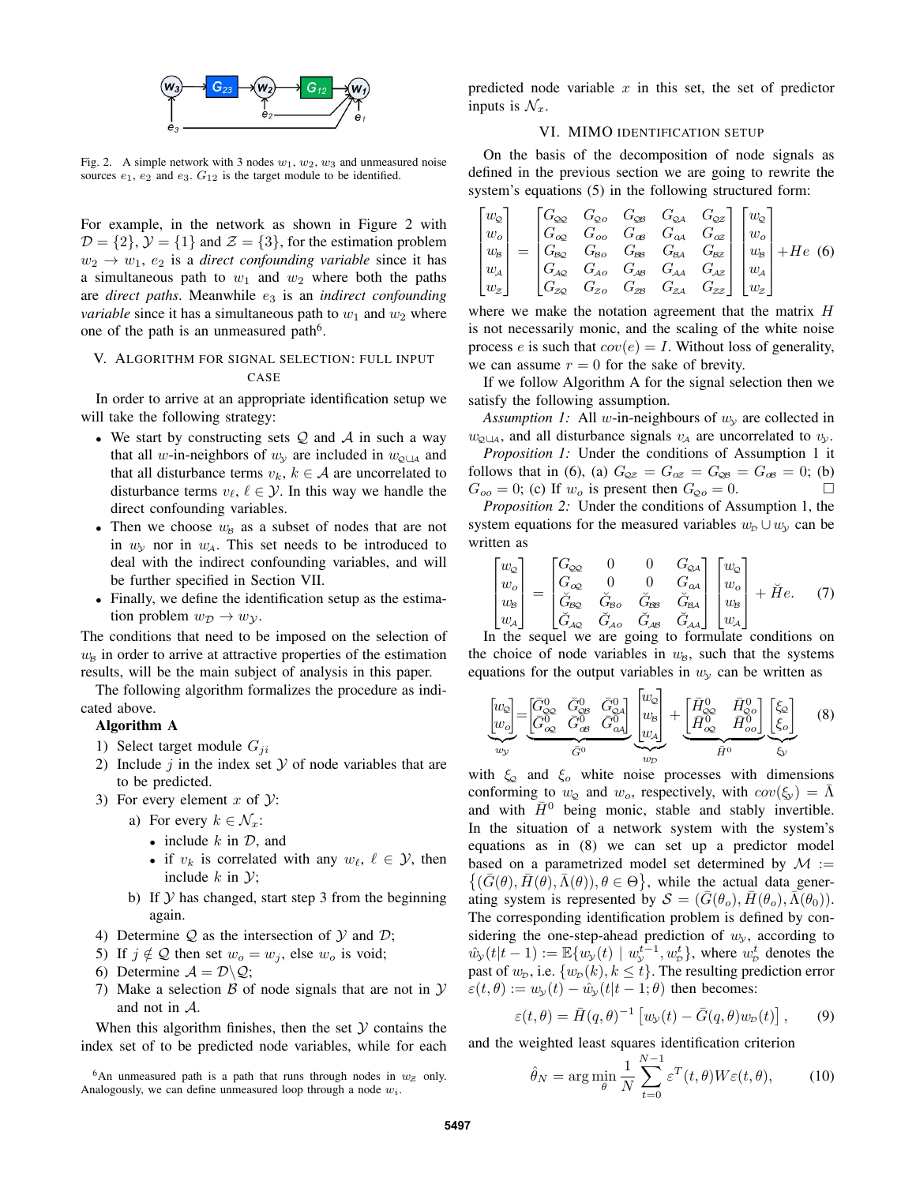Fig. 2. A simple network with 3 nodes $w_1$, $w_2$, $w_3$ and unmeasured noise sources $e_1$, $e_2$ and $e_3$. $G_{12}$ is the target module to be identified.

For example, in the network as shown in Figure 2 with $\mathcal{D} = \{2\}$, $\mathcal{Y} = \{1\}$ and $\mathcal{Z} = \{3\}$, for the estimation problem $w_2 \rightarrow w_1$, $e_2$ is a *direct confounding variable* since it has a simultaneous path to $w_1$ and $w_2$ where both the paths are *direct paths*. Meanwhile $e_3$ is an *indirect confounding variable* since it has a simultaneous path to $w_1$ and $w_2$ where one of the path is an unmeasured path[6].

## V. Algorithm for signal selection: full input case

In order to arrive at an appropriate identification setup we will take the following strategy:

- We start by constructing sets $\mathcal{Q}$ and $\mathcal{A}$ in such a way that all $w$-in-neighbors of $w_{\mathcal{Y}}$ are included in $w_{\mathcal{Q}\cup\mathcal{A}}$ and that all disturbance terms $v_k$, $k \in \mathcal{A}$ are uncorrelated to disturbance terms $v_\ell$, $\ell \in \mathcal{Y}$. In this way we handle the direct confounding variables.
- Then we choose $w_{\mathcal{B}}$ as a subset of nodes that are not in $w_{\mathcal{Y}}$ nor in $w_{\mathcal{A}}$. This set needs to be introduced to deal with the indirect confounding variables, and will be further specified in Section VII.
- Finally, we define the identification setup as the estimation problem $w_{\mathcal{D}} \rightarrow w_{\mathcal{Y}}$.

The conditions that need to be imposed on the selection of $w_{\mathcal{B}}$ in order to arrive at attractive properties of the estimation results, will be the main subject of analysis in this paper.

The following algorithm formalizes the procedure as indicated above.

**Algorithm A**

1) Select target module $G_{ji}$
2) Include $j$ in the index set $\mathcal{Y}$ of node variables that are to be predicted.
3) For every element $x$ of $\mathcal{Y}$:
   a) For every $k \in \mathcal{N}_x$:
      - include $k$ in $\mathcal{D}$, and
      - if $v_k$ is correlated with any $w_\ell$, $\ell \in \mathcal{Y}$, then include $k$ in $\mathcal{Y}$;
   b) If $\mathcal{Y}$ has changed, start step 3 from the beginning again.
4) Determine $\mathcal{Q}$ as the intersection of $\mathcal{Y}$ and $\mathcal{D}$;
5) If $j \notin \mathcal{Q}$ then set $w_o = w_j$, else $w_o$ is void;
6) Determine $\mathcal{A} = \mathcal{D} \backslash \mathcal{Q}$;
7) Make a selection $\mathcal{B}$ of node signals that are not in $\mathcal{Y}$ and not in $\mathcal{A}$.

When this algorithm finishes, then the set $\mathcal{Y}$ contains the index set of to be predicted node variables, while for each predicted node variable $x$ in this set, the set of predictor inputs is $\mathcal{N}_x$.

[6] An unmeasured path is a path that runs through nodes in $w_{\mathcal{Z}}$ only. Analogously, we can define unmeasured loop through a node $w_i$.

## VI. MIMO identification setup

On the basis of the decomposition of node signals as defined in the previous section we are going to rewrite the system's equations (5) in the following structured form:

$$\begin{bmatrix} w_{\mathcal{Q}} \\ w_o \\ w_{\mathcal{B}} \\ w_{\mathcal{A}} \\ w_{\mathcal{Z}} \end{bmatrix} = \begin{bmatrix} G_{\mathcal{QQ}} & G_{\mathcal{Q}o} & G_{\mathcal{QB}} & G_{\mathcal{QA}} & G_{\mathcal{QZ}} \\ G_{o\mathcal{Q}} & G_{oo} & G_{o\mathcal{B}} & G_{o\mathcal{A}} & G_{o\mathcal{Z}} \\ G_{\mathcal{BQ}} & G_{\mathcal{B}o} & G_{\mathcal{BB}} & G_{\mathcal{BA}} & G_{\mathcal{BZ}} \\ G_{\mathcal{AQ}} & G_{\mathcal{A}o} & G_{\mathcal{AB}} & G_{\mathcal{AA}} & G_{\mathcal{AZ}} \\ G_{\mathcal{ZQ}} & G_{\mathcal{Z}o} & G_{\mathcal{ZB}} & G_{\mathcal{ZA}} & G_{\mathcal{ZZ}} \end{bmatrix} \begin{bmatrix} w_{\mathcal{Q}} \\ w_o \\ w_{\mathcal{B}} \\ w_{\mathcal{A}} \\ w_{\mathcal{Z}} \end{bmatrix} + He \quad (6)$$

where we make the notation agreement that the matrix $H$ is not necessarily monic, and the scaling of the white noise process $e$ is such that $cov(e) = I$. Without loss of generality, we can assume $r = 0$ for the sake of brevity.

If we follow Algorithm A for the signal selection then we satisfy the following assumption.

*Assumption 1:* All $w$-in-neighbours of $w_{\mathcal{Y}}$ are collected in $w_{\mathcal{Q}\cup\mathcal{A}}$, and all disturbance signals $v_{\mathcal{A}}$ are uncorrelated to $v_{\mathcal{Y}}$.

*Proposition 1:* Under the conditions of Assumption 1 it follows that in (6), (a) $G_{\mathcal{QZ}} = G_{o\mathcal{Z}} = G_{\mathcal{QB}} = G_{o\mathcal{B}} = 0$; (b) $G_{oo} = 0$; (c) If $w_o$ is present then $G_{\mathcal{Q}o} = 0$. □

*Proposition 2:* Under the conditions of Assumption 1, the system equations for the measured variables $w_{\mathcal{D}} \cup w_{\mathcal{Y}}$ can be written as

$$\begin{bmatrix} w_{\mathcal{Q}} \\ w_o \\ w_{\mathcal{B}} \\ w_{\mathcal{A}} \end{bmatrix} = \begin{bmatrix} G_{\mathcal{QQ}} & 0 & 0 & G_{\mathcal{QA}} \\ G_{o\mathcal{Q}} & 0 & 0 & G_{o\mathcal{A}} \\ \breve{G}_{\mathcal{BQ}} & \breve{G}_{\mathcal{B}o} & \breve{G}_{\mathcal{BB}} & \breve{G}_{\mathcal{BA}} \\ \breve{G}_{\mathcal{AQ}} & \breve{G}_{\mathcal{A}o} & \breve{G}_{\mathcal{AB}} & \breve{G}_{\mathcal{AA}} \end{bmatrix} \begin{bmatrix} w_{\mathcal{Q}} \\ w_o \\ w_{\mathcal{B}} \\ w_{\mathcal{A}} \end{bmatrix} + \breve{H}e. \quad (7)$$

In the sequel we are going to formulate conditions on the choice of node variables in $w_{\mathcal{B}}$, such that the systems equations for the output variables in $w_{\mathcal{Y}}$ can be written as

$$\underbrace{\begin{bmatrix} w_{\mathcal{Q}} \\ w_o \end{bmatrix}}_{w_{\mathcal{Y}}} = \underbrace{\begin{bmatrix} \bar{G}^0_{\mathcal{QQ}} & \bar{G}^0_{\mathcal{QB}} & \bar{G}^0_{\mathcal{QA}} \\ \bar{G}^0_{o\mathcal{Q}} & \bar{G}^0_{o\mathcal{B}} & \bar{G}^0_{o\mathcal{A}} \end{bmatrix}}_{\bar{G}^0} \underbrace{\begin{bmatrix} w_{\mathcal{Q}} \\ w_{\mathcal{B}} \\ w_{\mathcal{A}} \end{bmatrix}}_{w_{\mathcal{D}}} + \underbrace{\begin{bmatrix} \bar{H}^0_{\mathcal{QQ}} & \bar{H}^0_{\mathcal{Q}o} \\ \bar{H}^0_{o\mathcal{Q}} & \bar{H}^0_{oo} \end{bmatrix}}_{\bar{H}^0} \underbrace{\begin{bmatrix} \xi_{\mathcal{Q}} \\ \xi_o \end{bmatrix}}_{\xi_{\mathcal{Y}}} \quad (8)$$

with $\xi_{\mathcal{Q}}$ and $\xi_o$ white noise processes with dimensions conforming to $w_{\mathcal{Q}}$ and $w_o$, respectively, with $cov(\xi_{\mathcal{Y}}) = \bar{\Lambda}$ and with $\bar{H}^0$ being monic, stable and stably invertible. In the situation of a network system with the system's equations as in (8) we can set up a predictor model based on a parametrized model set determined by $\mathcal{M} := \{(\bar{G}(\theta), \bar{H}(\theta), \bar{\Lambda}(\theta)), \theta \in \Theta\}$, while the actual data generating system is represented by $\mathcal{S} = (\bar{G}(\theta_o), \bar{H}(\theta_o), \bar{\Lambda}(\theta_0))$. The corresponding identification problem is defined by considering the one-step-ahead prediction of $w_{\mathcal{Y}}$, according to $\hat{w}_{\mathcal{Y}}(t|t-1) := \mathbb{E}\{w_{\mathcal{Y}}(t) \mid w_{\mathcal{Y}}^{t-1}, w_{\mathcal{D}}^t\}$, where $w_{\mathcal{D}}^t$ denotes the past of $w_{\mathcal{D}}$, i.e. $\{w_{\mathcal{D}}(k), k \leq t\}$. The resulting prediction error $\varepsilon(t,\theta) := w_{\mathcal{Y}}(t) - \hat{w}_{\mathcal{Y}}(t|t-1;\theta)$ then becomes:

$$\varepsilon(t,\theta) = \bar{H}(q,\theta)^{-1}\left[w_{\mathcal{Y}}(t) - \bar{G}(q,\theta)w_{\mathcal{D}}(t)\right], \quad (9)$$

and the weighted least squares identification criterion

$$\hat{\theta}_N = \arg\min_\theta \frac{1}{N}\sum_{t=0}^{N-1} \varepsilon^T(t,\theta)W\varepsilon(t,\theta), \quad (10)$$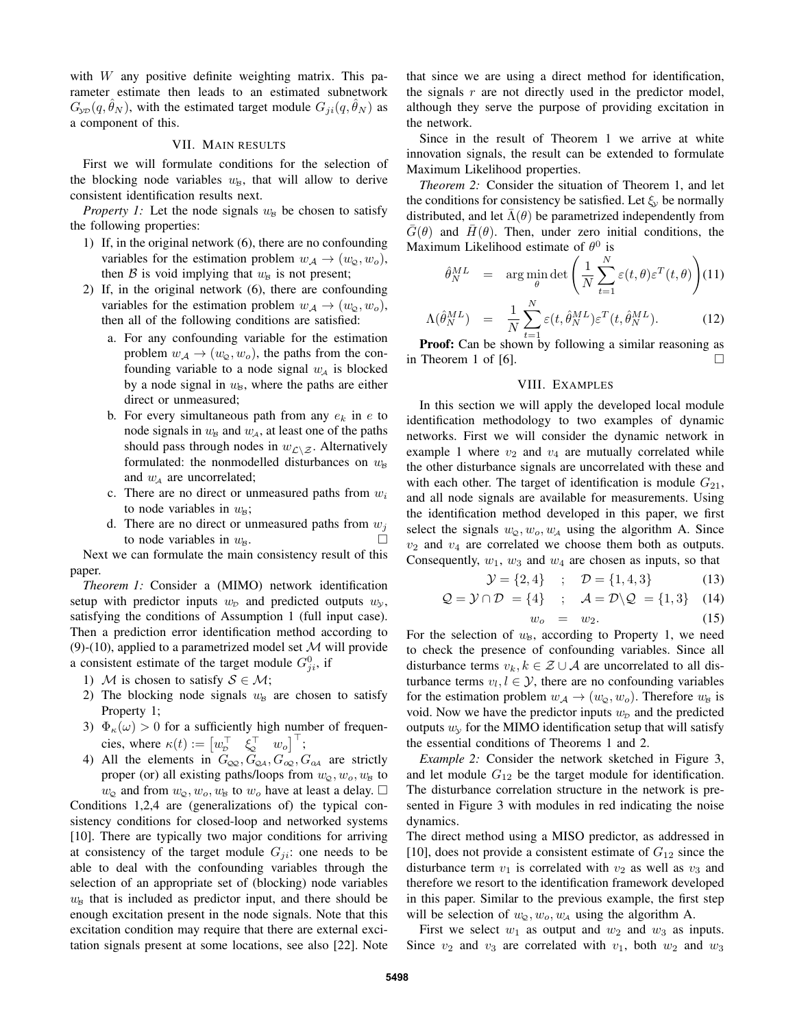with $W$ any positive definite weighting matrix. This parameter estimate then leads to an estimated subnetwork $G_{y\mathcal{D}}(q, \hat{\theta}_N)$, with the estimated target module $G_{ji}(q, \hat{\theta}_N)$ as a component of this.

## VII. Main results

First we will formulate conditions for the selection of the blocking node variables $w_{\mathcal{B}}$, that will allow to derive consistent identification results next.

*Property 1:* Let the node signals $w_{\mathcal{B}}$ be chosen to satisfy the following properties:

1) If, in the original network (6), there are no confounding variables for the estimation problem $w_{\mathcal{A}} \to (w_{\mathcal{Q}}, w_o)$, then $\mathcal{B}$ is void implying that $w_{\mathcal{B}}$ is not present;
2) If, in the original network (6), there are confounding variables for the estimation problem $w_{\mathcal{A}} \to (w_{\mathcal{Q}}, w_o)$, then all of the following conditions are satisfied:
   a. For any confounding variable for the estimation problem $w_{\mathcal{A}} \to (w_{\mathcal{Q}}, w_o)$, the paths from the confounding variable to a node signal $w_{\mathcal{A}}$ is blocked by a node signal in $w_{\mathcal{B}}$, where the paths are either direct or unmeasured;
   b. For every simultaneous path from any $e_k$ in $e$ to node signals in $w_{\mathcal{B}}$ and $w_{\mathcal{A}}$, at least one of the paths should pass through nodes in $w_{\mathcal{L}\setminus\mathcal{Z}}$. Alternatively formulated: the nonmodelled disturbances on $w_{\mathcal{B}}$ and $w_{\mathcal{A}}$ are uncorrelated;
   c. There are no direct or unmeasured paths from $w_i$ to node variables in $w_{\mathcal{B}}$;
   d. There are no direct or unmeasured paths from $w_j$ to node variables in $w_{\mathcal{B}}$. □

Next we can formulate the main consistency result of this paper.

*Theorem 1:* Consider a (MIMO) network identification setup with predictor inputs $w_{\mathcal{D}}$ and predicted outputs $w_{\mathcal{Y}}$, satisfying the conditions of Assumption 1 (full input case). Then a prediction error identification method according to (9)-(10), applied to a parametrized model set $\mathcal{M}$ will provide a consistent estimate of the target module $G^0_{ji}$, if

1) $\mathcal{M}$ is chosen to satisfy $\mathcal{S} \in \mathcal{M}$;
2) The blocking node signals $w_{\mathcal{B}}$ are chosen to satisfy Property 1;
3) $\Phi_{\kappa}(\omega) > 0$ for a sufficiently high number of frequencies, where $\kappa(t) := \begin{bmatrix} w_{\mathcal{D}}^\top & \xi_{\mathcal{Q}}^\top & w_o \end{bmatrix}^\top$;
4) All the elements in $G_{\mathcal{Q}\mathcal{Q}}, G_{\mathcal{Q}\mathcal{A}}, G_{o\mathcal{Q}}, G_{o\mathcal{A}}$ are strictly proper (or) all existing paths/loops from $w_{\mathcal{Q}}, w_o, w_{\mathcal{B}}$ to $w_{\mathcal{Q}}$ and from $w_{\mathcal{Q}}, w_o, w_{\mathcal{B}}$ to $w_o$ have at least a delay. □

Conditions 1,2,4 are (generalizations of) the typical consistency conditions for closed-loop and networked systems [10]. There are typically two major conditions for arriving at consistency of the target module $G_{ji}$: one needs to be able to deal with the confounding variables through the selection of an appropriate set of (blocking) node variables $w_{\mathcal{B}}$ that is included as predictor input, and there should be enough excitation present in the node signals. Note that this excitation condition may require that there are external excitation signals present at some locations, see also [22]. Note that since we are using a direct method for identification, the signals $r$ are not directly used in the predictor model, although they serve the purpose of providing excitation in the network.

Since in the result of Theorem 1 we arrive at white innovation signals, the result can be extended to formulate Maximum Likelihood properties.

*Theorem 2:* Consider the situation of Theorem 1, and let the conditions for consistency be satisfied. Let $\xi_{\mathcal{Y}}$ be normally distributed, and let $\bar{\Lambda}(\theta)$ be parametrized independently from $\bar{G}(\theta)$ and $\bar{H}(\theta)$. Then, under zero initial conditions, the Maximum Likelihood estimate of $\theta^0$ is

$$\hat{\theta}_N^{ML} = \arg\min_{\theta} \det \left( \frac{1}{N} \sum_{t=1}^{N} \varepsilon(t,\theta)\varepsilon^T(t,\theta) \right) \quad (11)$$

$$\Lambda(\hat{\theta}_N^{ML}) = \frac{1}{N} \sum_{t=1}^{N} \varepsilon(t,\hat{\theta}_N^{ML})\varepsilon^T(t,\hat{\theta}_N^{ML}). \quad (12)$$

**Proof:** Can be shown by following a similar reasoning as in Theorem 1 of [6]. □

## VIII. Examples

In this section we will apply the developed local module identification methodology to two examples of dynamic networks. First we will consider the dynamic network in example 1 where $v_2$ and $v_4$ are mutually correlated while the other disturbance signals are uncorrelated with these and with each other. The target of identification is module $G_{21}$, and all node signals are available for measurements. Using the identification method developed in this paper, we first select the signals $w_{\mathcal{Q}}, w_o, w_{\mathcal{A}}$ using the algorithm A. Since $v_2$ and $v_4$ are correlated we choose them both as outputs. Consequently, $w_1$, $w_3$ and $w_4$ are chosen as inputs, so that

$$\mathcal{Y} = \{2,4\} \quad ; \quad \mathcal{D} = \{1,4,3\} \quad (13)$$

$$\mathcal{Q} = \mathcal{Y} \cap \mathcal{D} = \{4\} \quad ; \quad \mathcal{A} = \mathcal{D} \setminus \mathcal{Q} = \{1,3\} \quad (14)$$

$$w_o = w_2. \quad (15)$$

For the selection of $w_{\mathcal{B}}$, according to Property 1, we need to check the presence of confounding variables. Since all disturbance terms $v_k, k \in \mathcal{Z} \cup \mathcal{A}$ are uncorrelated to all disturbance terms $v_l, l \in \mathcal{Y}$, there are no confounding variables for the estimation problem $w_{\mathcal{A}} \to (w_{\mathcal{Q}}, w_o)$. Therefore $w_{\mathcal{B}}$ is void. Now we have the predictor inputs $w_{\mathcal{D}}$ and the predicted outputs $w_{\mathcal{Y}}$ for the MIMO identification setup that will satisfy the essential conditions of Theorems 1 and 2.

*Example 2:* Consider the network sketched in Figure 3, and let module $G_{12}$ be the target module for identification. The disturbance correlation structure in the network is presented in Figure 3 with modules in red indicating the noise dynamics.

The direct method using a MISO predictor, as addressed in [10], does not provide a consistent estimate of $G_{12}$ since the disturbance term $v_1$ is correlated with $v_2$ as well as $v_3$ and therefore we resort to the identification framework developed in this paper. Similar to the previous example, the first step will be selection of $w_{\mathcal{Q}}, w_o, w_{\mathcal{A}}$ using the algorithm A.

First we select $w_1$ as output and $w_2$ and $w_3$ as inputs. Since $v_2$ and $v_3$ are correlated with $v_1$, both $w_2$ and $w_3$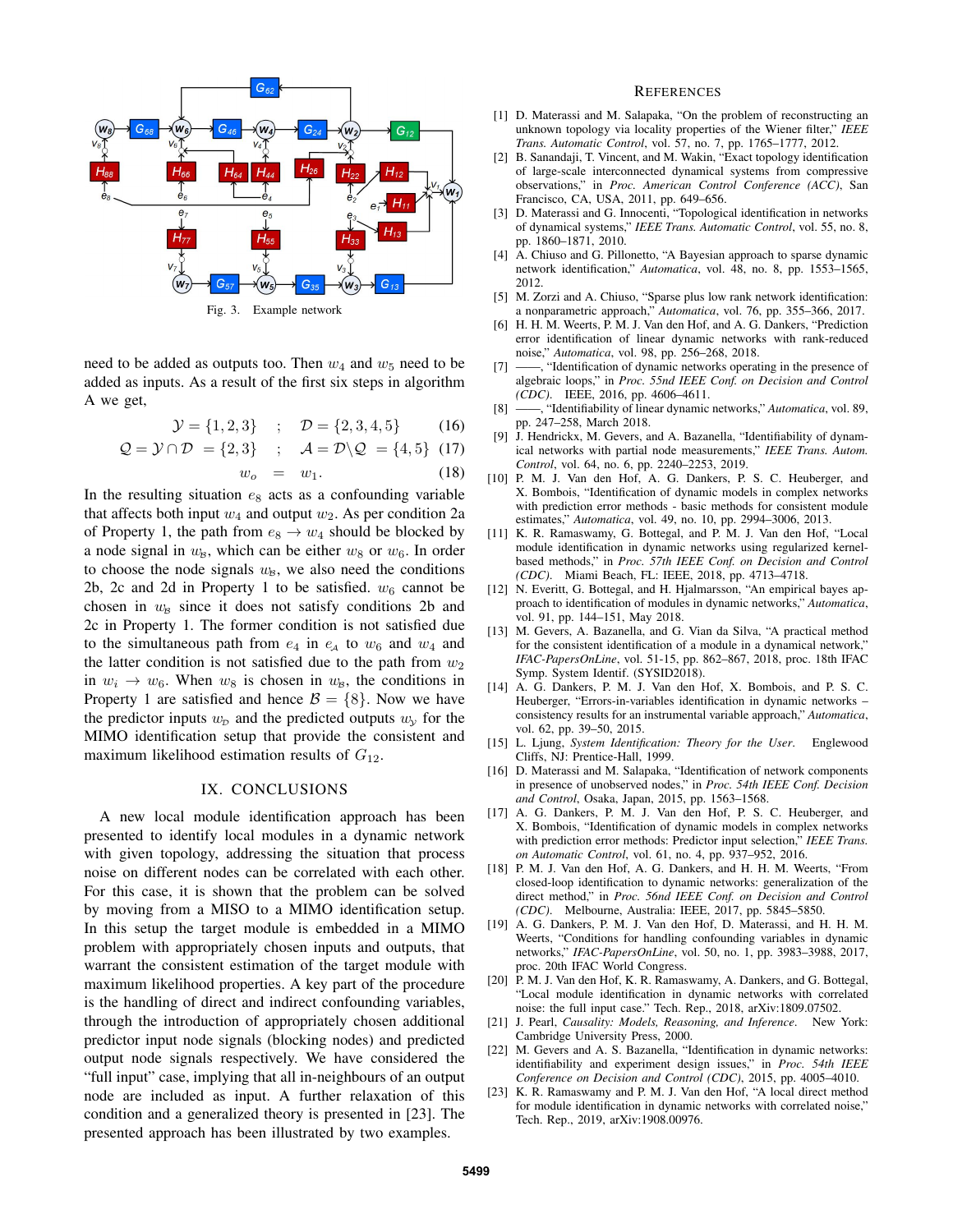W8 G68 W6 G46 W4 G24 W2 G12 G62
v8 v6 v4 v2 v1 W1
H88 H66 H64 H44 H26 H22 H12
e8 e6 e4 e2 e1 H11
e7 e5 e3 H13
H77 H55 H33
v7 v5 v3
W7 G57 W5 G35 W3 G13

Fig. 3. Example network

need to be added as outputs too. Then $w_4$ and $w_5$ need to be added as inputs. As a result of the first six steps in algorithm A we get,

$$\mathcal{Y} = \{1, 2, 3\} \quad ; \quad \mathcal{D} = \{2, 3, 4, 5\} \tag{16}$$

$$\mathcal{Q} = \mathcal{Y} \cap \mathcal{D} \; = \{2, 3\} \quad ; \quad \mathcal{A} = \mathcal{D} \backslash \mathcal{Q} \; = \{4, 5\} \tag{17}$$

$$w_o \;=\; w_1. \tag{18}$$

In the resulting situation $e_8$ acts as a confounding variable that affects both input $w_4$ and output $w_2$. As per condition 2a of Property 1, the path from $e_8 \to w_4$ should be blocked by a node signal in $w_{\mathcal{B}}$, which can be either $w_8$ or $w_6$. In order to choose the node signals $w_{\mathcal{B}}$, we also need the conditions 2b, 2c and 2d in Property 1 to be satisfied. $w_6$ cannot be chosen in $w_{\mathcal{B}}$ since it does not satisfy conditions 2b and 2c in Property 1. The former condition is not satisfied due to the simultaneous path from $e_4$ in $e_{\mathcal{A}}$ to $w_6$ and $w_4$ and the latter condition is not satisfied due to the path from $w_2$ in $w_i \to w_6$. When $w_8$ is chosen in $w_{\mathcal{B}}$, the conditions in Property 1 are satisfied and hence $\mathcal{B} = \{8\}$. Now we have the predictor inputs $w_{\mathcal{D}}$ and the predicted outputs $w_{\mathcal{Y}}$ for the MIMO identification setup that provide the consistent and maximum likelihood estimation results of $G_{12}$.

## IX. Conclusions

A new local module identification approach has been presented to identify local modules in a dynamic network with given topology, addressing the situation that process noise on different nodes can be correlated with each other. For this case, it is shown that the problem can be solved by moving from a MISO to a MIMO identification setup. In this setup the target module is embedded in a MIMO problem with appropriately chosen inputs and outputs, that warrant the consistent estimation of the target module with maximum likelihood properties. A key part of the procedure is the handling of direct and indirect confounding variables, through the introduction of appropriately chosen additional predictor input node signals (blocking nodes) and predicted output node signals respectively. We have considered the "full input" case, implying that all in-neighbours of an output node are included as input. A further relaxation of this condition and a generalized theory is presented in [23]. The presented approach has been illustrated by two examples.

## References

[1] D. Materassi and M. Salapaka, "On the problem of reconstructing an unknown topology via locality properties of the Wiener filter," *IEEE Trans. Automatic Control*, vol. 57, no. 7, pp. 1765–1777, 2012.

[2] B. Sanandaji, T. Vincent, and M. Wakin, "Exact topology identification of large-scale interconnected dynamical systems from compressive observations," in *Proc. American Control Conference (ACC)*, San Francisco, CA, USA, 2011, pp. 649–656.

[3] D. Materassi and G. Innocenti, "Topological identification in networks of dynamical systems," *IEEE Trans. Automatic Control*, vol. 55, no. 8, pp. 1860–1871, 2010.

[4] A. Chiuso and G. Pillonetto, "A Bayesian approach to sparse dynamic network identification," *Automatica*, vol. 48, no. 8, pp. 1553–1565, 2012.

[5] M. Zorzi and A. Chiuso, "Sparse plus low rank network identification: a nonparametric approach," *Automatica*, vol. 76, pp. 355–366, 2017.

[6] H. H. M. Weerts, P. M. J. Van den Hof, and A. G. Dankers, "Prediction error identification of linear dynamic networks with rank-reduced noise," *Automatica*, vol. 98, pp. 256–268, 2018.

[7] ——, "Identification of dynamic networks operating in the presence of algebraic loops," in *Proc. 55nd IEEE Conf. on Decision and Control (CDC)*. IEEE, 2016, pp. 4606–4611.

[8] ——, "Identifiability of linear dynamic networks," *Automatica*, vol. 89, pp. 247–258, March 2018.

[9] J. Hendrickx, M. Gevers, and A. Bazanella, "Identifiability of dynamical networks with partial node measurements," *IEEE Trans. Autom. Control*, vol. 64, no. 6, pp. 2240–2253, 2019.

[10] P. M. J. Van den Hof, A. G. Dankers, P. S. C. Heuberger, and X. Bombois, "Identification of dynamic models in complex networks with prediction error methods - basic methods for consistent module estimates," *Automatica*, vol. 49, no. 10, pp. 2994–3006, 2013.

[11] K. R. Ramaswamy, G. Bottegal, and P. M. J. Van den Hof, "Local module identification in dynamic networks using regularized kernel-based methods," in *Proc. 57th IEEE Conf. on Decision and Control (CDC)*. Miami Beach, FL: IEEE, 2018, pp. 4713–4718.

[12] N. Everitt, G. Bottegal, and H. Hjalmarsson, "An empirical bayes approach to identification of modules in dynamic networks," *Automatica*, vol. 91, pp. 144–151, May 2018.

[13] M. Gevers, A. Bazanella, and G. Vian da Silva, "A practical method for the consistent identification of a module in a dynamical network," *IFAC-PapersOnLine*, vol. 51-15, pp. 862–867, 2018, proc. 18th IFAC Symp. System Identif. (SYSID2018).

[14] A. G. Dankers, P. M. J. Van den Hof, X. Bombois, and P. S. C. Heuberger, "Errors-in-variables identification in dynamic networks – consistency results for an instrumental variable approach," *Automatica*, vol. 62, pp. 39–50, 2015.

[15] L. Ljung, *System Identification: Theory for the User*. Englewood Cliffs, NJ: Prentice-Hall, 1999.

[16] D. Materassi and M. Salapaka, "Identification of network components in presence of unobserved nodes," in *Proc. 54th IEEE Conf. Decision and Control*, Osaka, Japan, 2015, pp. 1563–1568.

[17] A. G. Dankers, P. M. J. Van den Hof, P. S. C. Heuberger, and X. Bombois, "Identification of dynamic models in complex networks with prediction error methods: Predictor input selection," *IEEE Trans. on Automatic Control*, vol. 61, no. 4, pp. 937–952, 2016.

[18] P. M. J. Van den Hof, A. G. Dankers, and H. H. M. Weerts, "From closed-loop identification to dynamic networks: generalization of the direct method," in *Proc. 56nd IEEE Conf. on Decision and Control (CDC)*. Melbourne, Australia: IEEE, 2017, pp. 5845–5850.

[19] A. G. Dankers, P. M. J. Van den Hof, D. Materassi, and H. H. M. Weerts, "Conditions for handling confounding variables in dynamic networks," *IFAC-PapersOnLine*, vol. 50, no. 1, pp. 3983–3988, 2017, proc. 20th IFAC World Congress.

[20] P. M. J. Van den Hof, K. R. Ramaswamy, A. Dankers, and G. Bottegal, "Local module identification in dynamic networks with correlated noise: the full input case," Tech. Rep., 2018, arXiv:1809.07502.

[21] J. Pearl, *Causality: Models, Reasoning, and Inference*. New York: Cambridge University Press, 2000.

[22] M. Gevers and A. S. Bazanella, "Identification in dynamic networks: identifiability and experiment design issues," in *Proc. 54th IEEE Conference on Decision and Control (CDC)*, 2015, pp. 4005–4010.

[23] K. R. Ramaswamy and P. M. J. Van den Hof, "A local direct method for module identification in dynamic networks with correlated noise," Tech. Rep., 2019, arXiv:1908.00976.